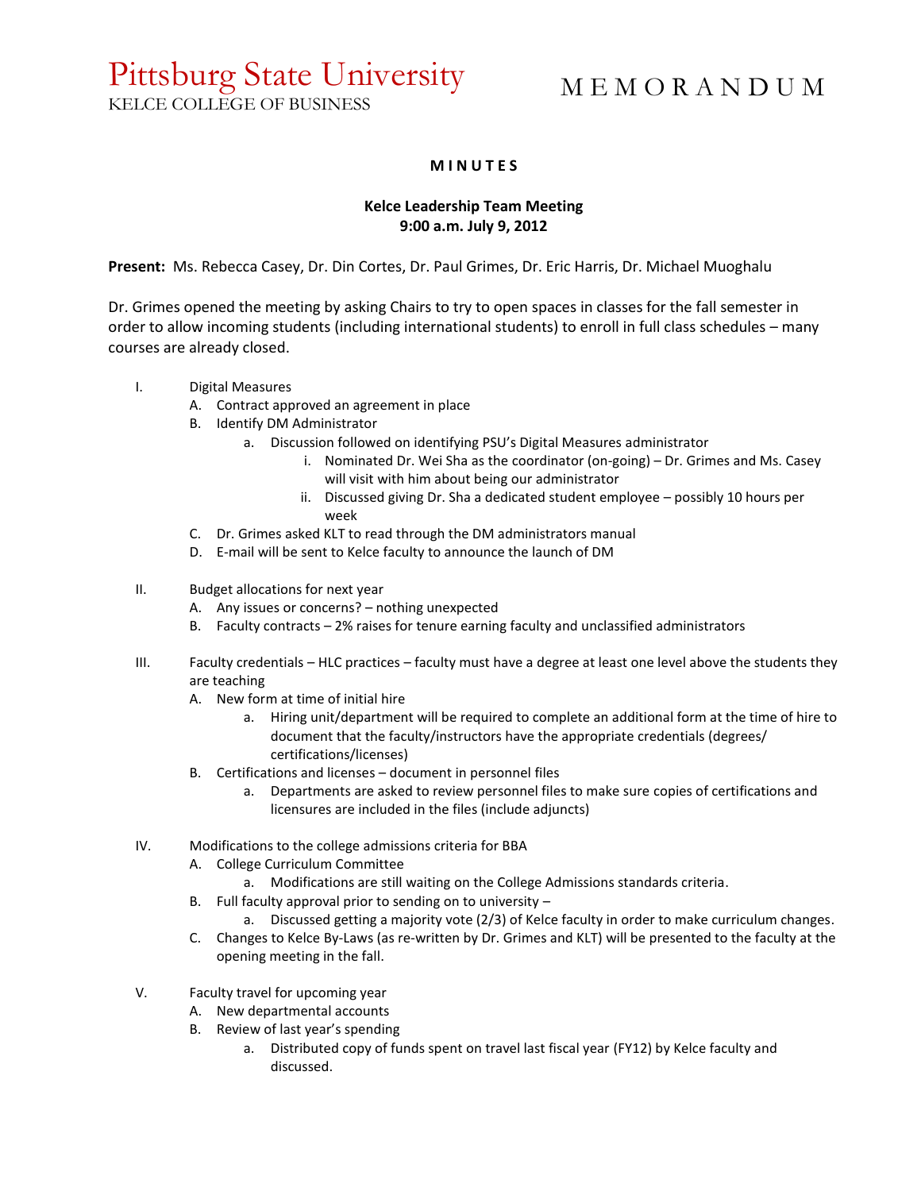# Pittsburg State University
KELCE COLLEGE OF BUSINESS

M E M O R A N D U M

**M I N U T E S**

**Kelce Leadership Team Meeting**
**9:00 a.m. July 9, 2012**

**Present:** Ms. Rebecca Casey, Dr. Din Cortes, Dr. Paul Grimes, Dr. Eric Harris, Dr. Michael Muoghalu

Dr. Grimes opened the meeting by asking Chairs to try to open spaces in classes for the fall semester in order to allow incoming students (including international students) to enroll in full class schedules – many courses are already closed.

I. Digital Measures
   - A. Contract approved an agreement in place
   - B. Identify DM Administrator
     - a. Discussion followed on identifying PSU's Digital Measures administrator
       - i. Nominated Dr. Wei Sha as the coordinator (on-going) – Dr. Grimes and Ms. Casey will visit with him about being our administrator
       - ii. Discussed giving Dr. Sha a dedicated student employee – possibly 10 hours per week
   - C. Dr. Grimes asked KLT to read through the DM administrators manual
   - D. E-mail will be sent to Kelce faculty to announce the launch of DM

II. Budget allocations for next year
   - A. Any issues or concerns? – nothing unexpected
   - B. Faculty contracts – 2% raises for tenure earning faculty and unclassified administrators

III. Faculty credentials – HLC practices – faculty must have a degree at least one level above the students they are teaching
   - A. New form at time of initial hire
     - a. Hiring unit/department will be required to complete an additional form at the time of hire to document that the faculty/instructors have the appropriate credentials (degrees/ certifications/licenses)
   - B. Certifications and licenses – document in personnel files
     - a. Departments are asked to review personnel files to make sure copies of certifications and licensures are included in the files (include adjuncts)

IV. Modifications to the college admissions criteria for BBA
   - A. College Curriculum Committee
     - a. Modifications are still waiting on the College Admissions standards criteria.
   - B. Full faculty approval prior to sending on to university –
     - a. Discussed getting a majority vote (2/3) of Kelce faculty in order to make curriculum changes.
   - C. Changes to Kelce By-Laws (as re-written by Dr. Grimes and KLT) will be presented to the faculty at the opening meeting in the fall.

V. Faculty travel for upcoming year
   - A. New departmental accounts
   - B. Review of last year's spending
     - a. Distributed copy of funds spent on travel last fiscal year (FY12) by Kelce faculty and discussed.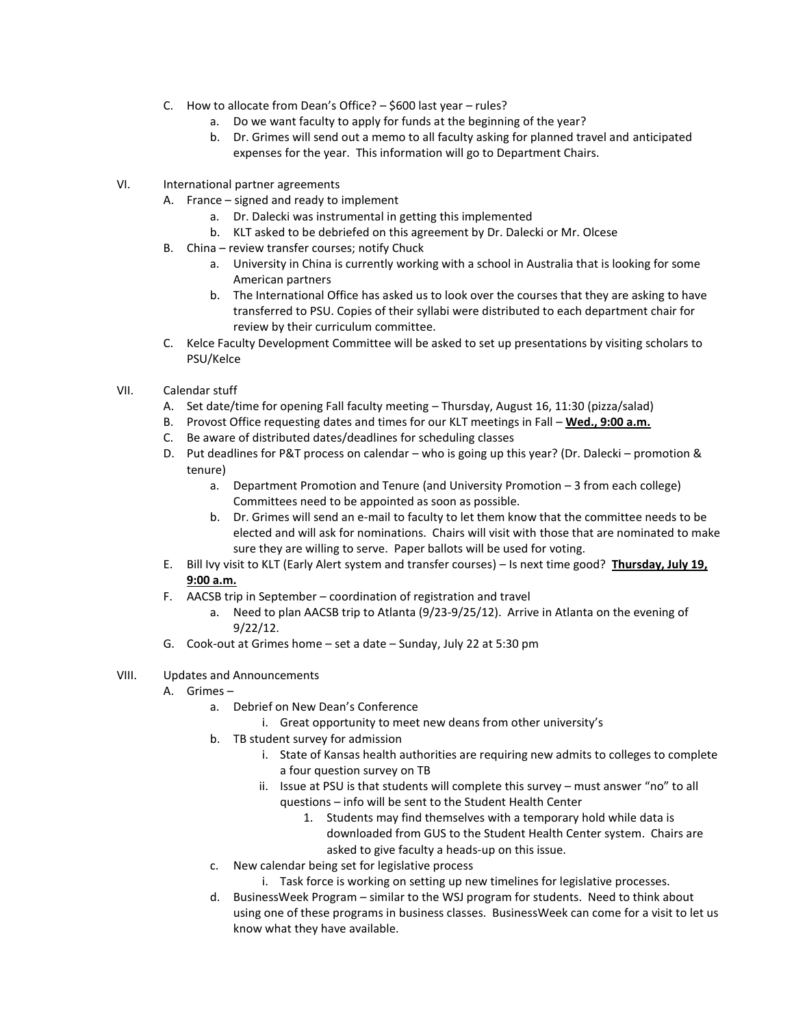C. How to allocate from Dean's Office? – $600 last year – rules?
   a. Do we want faculty to apply for funds at the beginning of the year?
   b. Dr. Grimes will send out a memo to all faculty asking for planned travel and anticipated expenses for the year. This information will go to Department Chairs.

VI. International partner agreements
   A. France – signed and ready to implement
      a. Dr. Dalecki was instrumental in getting this implemented
      b. KLT asked to be debriefed on this agreement by Dr. Dalecki or Mr. Olcese
   B. China – review transfer courses; notify Chuck
      a. University in China is currently working with a school in Australia that is looking for some American partners
      b. The International Office has asked us to look over the courses that they are asking to have transferred to PSU. Copies of their syllabi were distributed to each department chair for review by their curriculum committee.
   C. Kelce Faculty Development Committee will be asked to set up presentations by visiting scholars to PSU/Kelce

VII. Calendar stuff
   A. Set date/time for opening Fall faculty meeting – Thursday, August 16, 11:30 (pizza/salad)
   B. Provost Office requesting dates and times for our KLT meetings in Fall – **<u>Wed., 9:00 a.m.</u>**
   C. Be aware of distributed dates/deadlines for scheduling classes
   D. Put deadlines for P&T process on calendar – who is going up this year? (Dr. Dalecki – promotion & tenure)
      a. Department Promotion and Tenure (and University Promotion – 3 from each college) Committees need to be appointed as soon as possible.
      b. Dr. Grimes will send an e-mail to faculty to let them know that the committee needs to be elected and will ask for nominations. Chairs will visit with those that are nominated to make sure they are willing to serve. Paper ballots will be used for voting.
   E. Bill Ivy visit to KLT (Early Alert system and transfer courses) – Is next time good? **<u>Thursday, July 19, 9:00 a.m.</u>**
   F. AACSB trip in September – coordination of registration and travel
      a. Need to plan AACSB trip to Atlanta (9/23-9/25/12). Arrive in Atlanta on the evening of 9/22/12.
   G. Cook-out at Grimes home – set a date – Sunday, July 22 at 5:30 pm

VIII. Updates and Announcements
   A. Grimes –
      a. Debrief on New Dean's Conference
         i. Great opportunity to meet new deans from other university's
      b. TB student survey for admission
         i. State of Kansas health authorities are requiring new admits to colleges to complete a four question survey on TB
         ii. Issue at PSU is that students will complete this survey – must answer "no" to all questions – info will be sent to the Student Health Center
            1. Students may find themselves with a temporary hold while data is downloaded from GUS to the Student Health Center system. Chairs are asked to give faculty a heads-up on this issue.
      c. New calendar being set for legislative process
         i. Task force is working on setting up new timelines for legislative processes.
      d. BusinessWeek Program – similar to the WSJ program for students. Need to think about using one of these programs in business classes. BusinessWeek can come for a visit to let us know what they have available.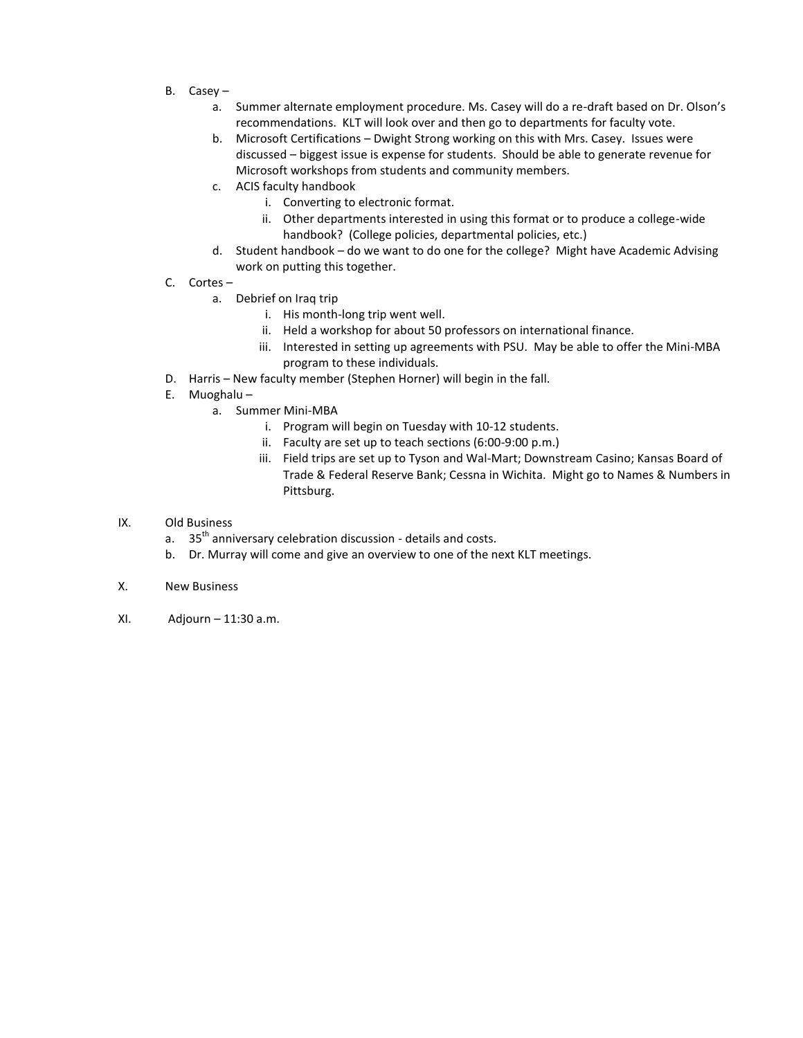B. Casey –
   a. Summer alternate employment procedure. Ms. Casey will do a re-draft based on Dr. Olson's recommendations. KLT will look over and then go to departments for faculty vote.
   b. Microsoft Certifications – Dwight Strong working on this with Mrs. Casey. Issues were discussed – biggest issue is expense for students. Should be able to generate revenue for Microsoft workshops from students and community members.
   c. ACIS faculty handbook
      i. Converting to electronic format.
      ii. Other departments interested in using this format or to produce a college-wide handbook? (College policies, departmental policies, etc.)
   d. Student handbook – do we want to do one for the college? Might have Academic Advising work on putting this together.

C. Cortes –
   a. Debrief on Iraq trip
      i. His month-long trip went well.
      ii. Held a workshop for about 50 professors on international finance.
      iii. Interested in setting up agreements with PSU. May be able to offer the Mini-MBA program to these individuals.

D. Harris – New faculty member (Stephen Horner) will begin in the fall.

E. Muoghalu –
   a. Summer Mini-MBA
      i. Program will begin on Tuesday with 10-12 students.
      ii. Faculty are set up to teach sections (6:00-9:00 p.m.)
      iii. Field trips are set up to Tyson and Wal-Mart; Downstream Casino; Kansas Board of Trade & Federal Reserve Bank; Cessna in Wichita. Might go to Names & Numbers in Pittsburg.

IX. Old Business
   a. 35th anniversary celebration discussion - details and costs.
   b. Dr. Murray will come and give an overview to one of the next KLT meetings.

X. New Business

XI. Adjourn – 11:30 a.m.